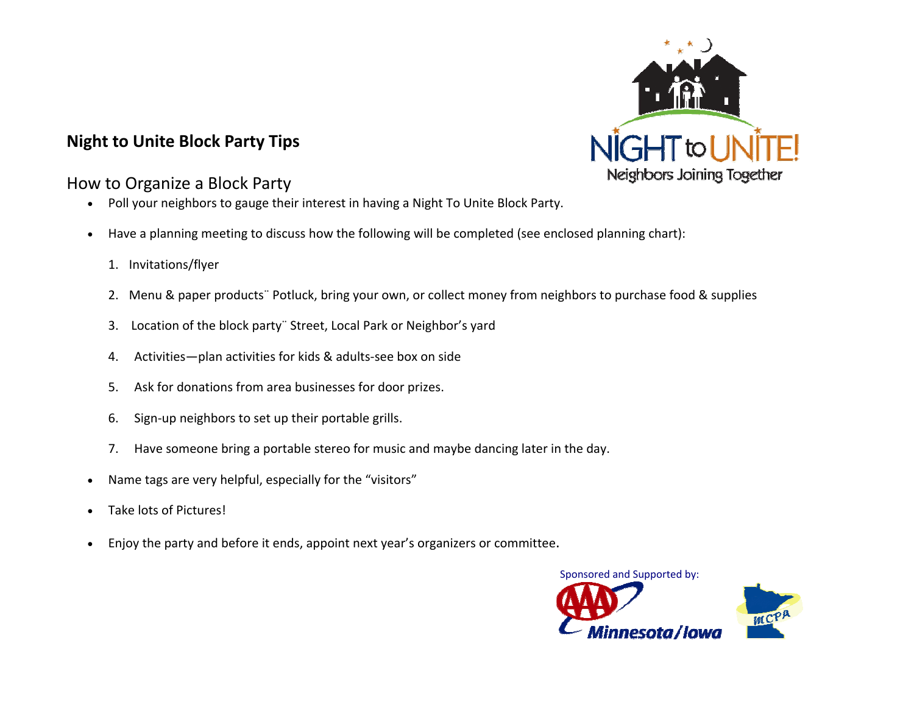# Night to Unite Block Party Tips

NIGHT to UNITE!
Neighbors Joining Together

## How to Organize a Block Party

- Poll your neighbors to gauge their interest in having a Night To Unite Block Party.
- Have a planning meeting to discuss how the following will be completed (see enclosed planning chart):
  1. Invitations/flyer
  2. Menu & paper products¨ Potluck, bring your own, or collect money from neighbors to purchase food & supplies
  3. Location of the block party¨ Street, Local Park or Neighbor's yard
  4. Activities—plan activities for kids & adults-see box on side
  5. Ask for donations from area businesses for door prizes.
  6. Sign-up neighbors to set up their portable grills.
  7. Have someone bring a portable stereo for music and maybe dancing later in the day.
- Name tags are very helpful, especially for the "visitors"
- Take lots of Pictures!
- Enjoy the party and before it ends, appoint next year's organizers or committee.

Sponsored and Supported by:

AAA Minnesota/Iowa

MCPA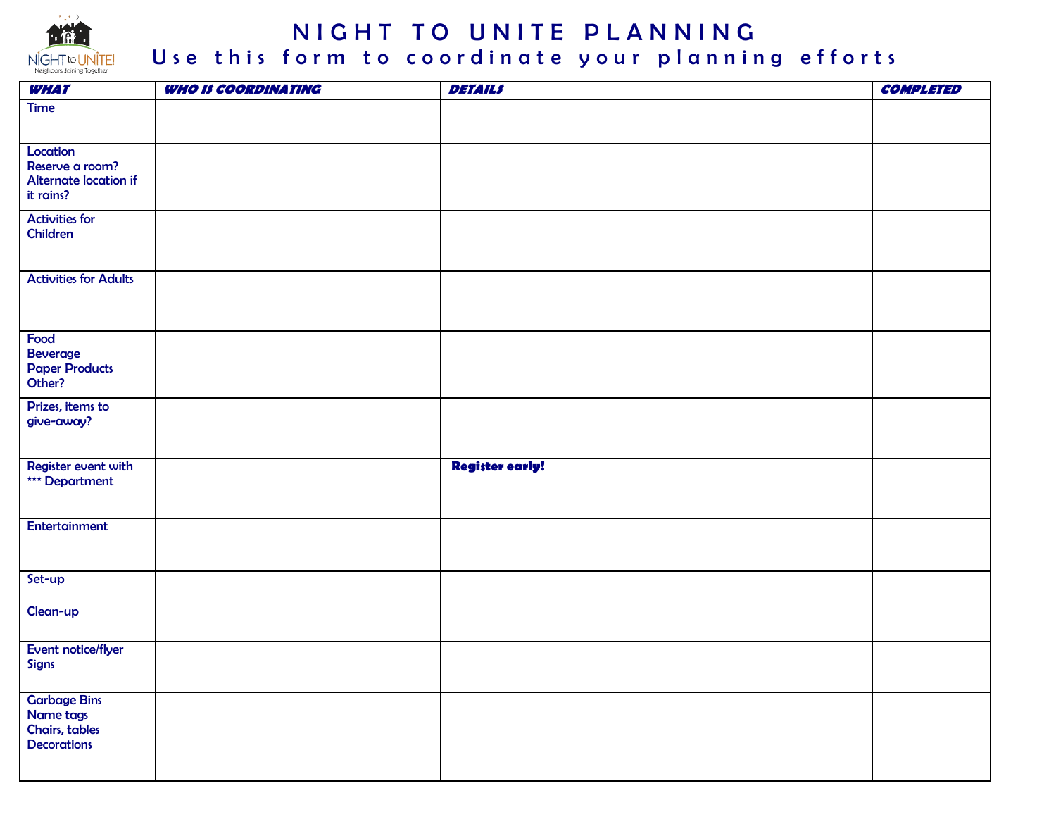# NIGHT TO UNITE PLANNING

## Use this form to coordinate your planning efforts

| WHAT | WHO IS COORDINATING | DETAILS | COMPLETED |
|---|---|---|---|
| Time | | | |
| Location<br>Reserve a room?<br>Alternate location if it rains? | | | |
| Activities for Children | | | |
| Activities for Adults | | | |
| Food<br>Beverage<br>Paper Products<br>Other? | | | |
| Prizes, items to give-away? | | | |
| Register event with *** Department | | **Register early!** | |
| Entertainment | | | |
| Set-up<br><br>Clean-up | | | |
| Event notice/flyer<br>Signs | | | |
| Garbage Bins<br>Name tags<br>Chairs, tables<br>Decorations | | | |